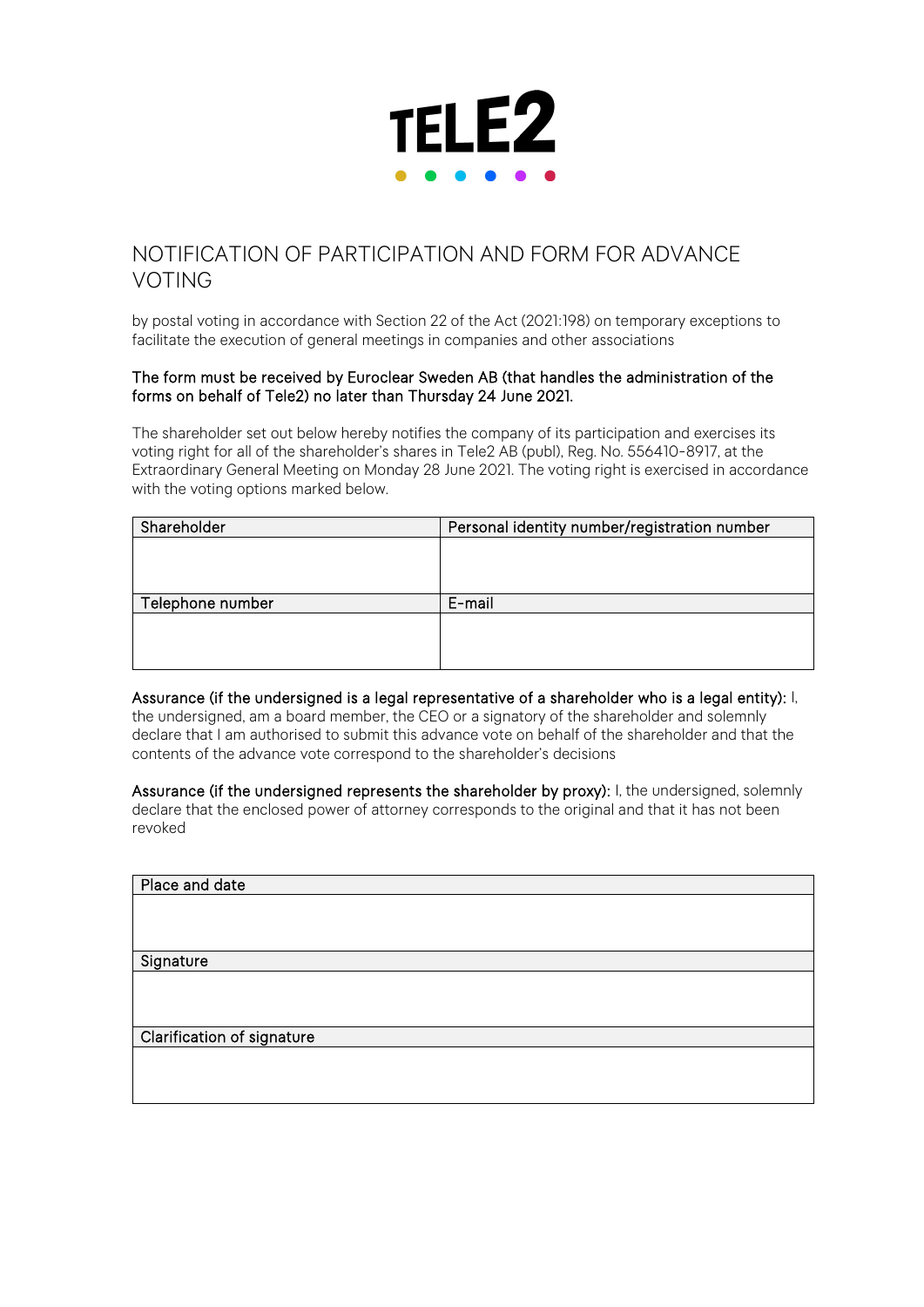TELE2

# NOTIFICATION OF PARTICIPATION AND FORM FOR ADVANCE VOTING

by postal voting in accordance with Section 22 of the Act (2021:198) on temporary exceptions to facilitate the execution of general meetings in companies and other associations

**The form must be received by Euroclear Sweden AB (that handles the administration of the forms on behalf of Tele2) no later than Thursday 24 June 2021.**

The shareholder set out below hereby notifies the company of its participation and exercises its voting right for all of the shareholder's shares in Tele2 AB (publ), Reg. No. 556410-8917, at the Extraordinary General Meeting on Monday 28 June 2021. The voting right is exercised in accordance with the voting options marked below.

| Shareholder | Personal identity number/registration number |
|---|---|
| | |
| **Telephone number** | **E-mail** |
| | |

**Assurance (if the undersigned is a legal representative of a shareholder who is a legal entity):** I, the undersigned, am a board member, the CEO or a signatory of the shareholder and solemnly declare that I am authorised to submit this advance vote on behalf of the shareholder and that the contents of the advance vote correspond to the shareholder's decisions

**Assurance (if the undersigned represents the shareholder by proxy):** I, the undersigned, solemnly declare that the enclosed power of attorney corresponds to the original and that it has not been revoked

| Place and date |
|---|
| |
| **Signature** |
| |
| **Clarification of signature** |
| |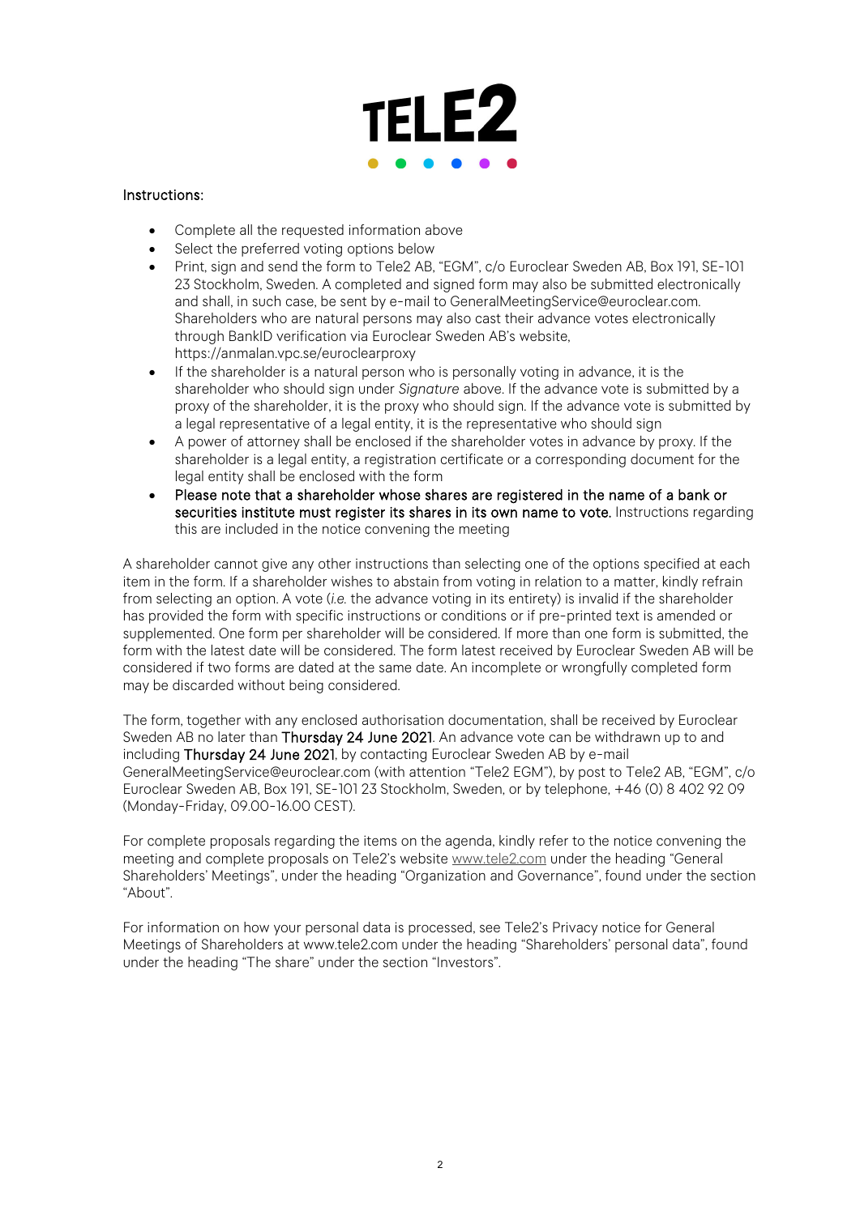Instructions:

- Complete all the requested information above
- Select the preferred voting options below
- Print, sign and send the form to Tele2 AB, "EGM", c/o Euroclear Sweden AB, Box 191, SE-101 23 Stockholm, Sweden. A completed and signed form may also be submitted electronically and shall, in such case, be sent by e-mail to GeneralMeetingService@euroclear.com. Shareholders who are natural persons may also cast their advance votes electronically through BankID verification via Euroclear Sweden AB's website, https://anmalan.vpc.se/euroclearproxy
- If the shareholder is a natural person who is personally voting in advance, it is the shareholder who should sign under *Signature* above. If the advance vote is submitted by a proxy of the shareholder, it is the proxy who should sign. If the advance vote is submitted by a legal representative of a legal entity, it is the representative who should sign
- A power of attorney shall be enclosed if the shareholder votes in advance by proxy. If the shareholder is a legal entity, a registration certificate or a corresponding document for the legal entity shall be enclosed with the form
- **Please note that a shareholder whose shares are registered in the name of a bank or securities institute must register its shares in its own name to vote.** Instructions regarding this are included in the notice convening the meeting

A shareholder cannot give any other instructions than selecting one of the options specified at each item in the form. If a shareholder wishes to abstain from voting in relation to a matter, kindly refrain from selecting an option. A vote (*i.e.* the advance voting in its entirety) is invalid if the shareholder has provided the form with specific instructions or conditions or if pre-printed text is amended or supplemented. One form per shareholder will be considered. If more than one form is submitted, the form with the latest date will be considered. The form latest received by Euroclear Sweden AB will be considered if two forms are dated at the same date. An incomplete or wrongfully completed form may be discarded without being considered.

The form, together with any enclosed authorisation documentation, shall be received by Euroclear Sweden AB no later than **Thursday 24 June 2021**. An advance vote can be withdrawn up to and including **Thursday 24 June 2021**, by contacting Euroclear Sweden AB by e-mail GeneralMeetingService@euroclear.com (with attention "Tele2 EGM"), by post to Tele2 AB, "EGM", c/o Euroclear Sweden AB, Box 191, SE-101 23 Stockholm, Sweden, or by telephone, +46 (0) 8 402 92 09 (Monday-Friday, 09.00-16.00 CEST).

For complete proposals regarding the items on the agenda, kindly refer to the notice convening the meeting and complete proposals on Tele2's website www.tele2.com under the heading "General Shareholders' Meetings", under the heading "Organization and Governance", found under the section "About".

For information on how your personal data is processed, see Tele2's Privacy notice for General Meetings of Shareholders at www.tele2.com under the heading "Shareholders' personal data", found under the heading "The share" under the section "Investors".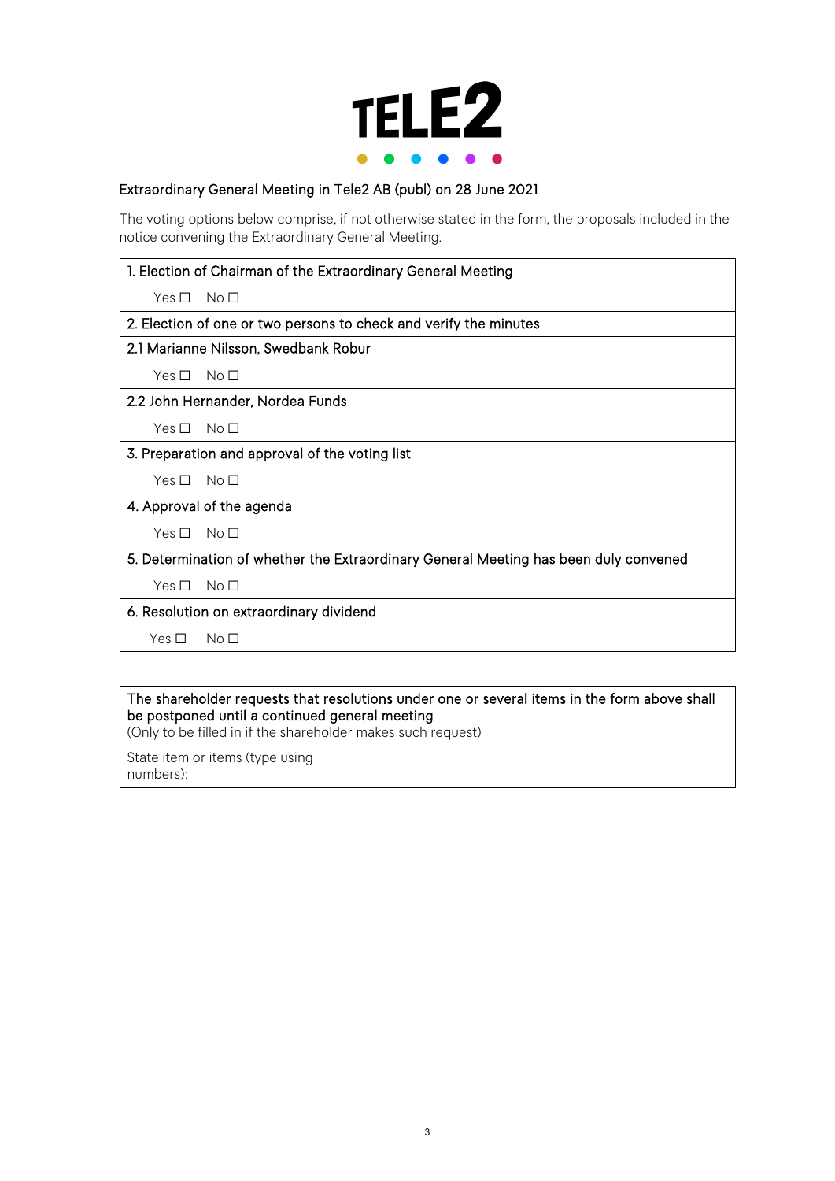TELE2

Extraordinary General Meeting in Tele2 AB (publ) on 28 June 2021

The voting options below comprise, if not otherwise stated in the form, the proposals included in the notice convening the Extraordinary General Meeting.

| |
|---|
| 1. Election of Chairman of the Extraordinary General Meeting |
| Yes ☐ No ☐ |
| 2. Election of one or two persons to check and verify the minutes |
| 2.1 Marianne Nilsson, Swedbank Robur |
| Yes ☐ No ☐ |
| 2.2 John Hernander, Nordea Funds |
| Yes ☐ No ☐ |
| 3. Preparation and approval of the voting list |
| Yes ☐ No ☐ |
| 4. Approval of the agenda |
| Yes ☐ No ☐ |
| 5. Determination of whether the Extraordinary General Meeting has been duly convened |
| Yes ☐ No ☐ |
| 6. Resolution on extraordinary dividend |
| Yes ☐ No ☐ |

| |
|---|
| The shareholder requests that resolutions under one or several items in the form above shall be postponed until a continued general meeting<br>(Only to be filled in if the shareholder makes such request) |
| State item or items (type using numbers): |